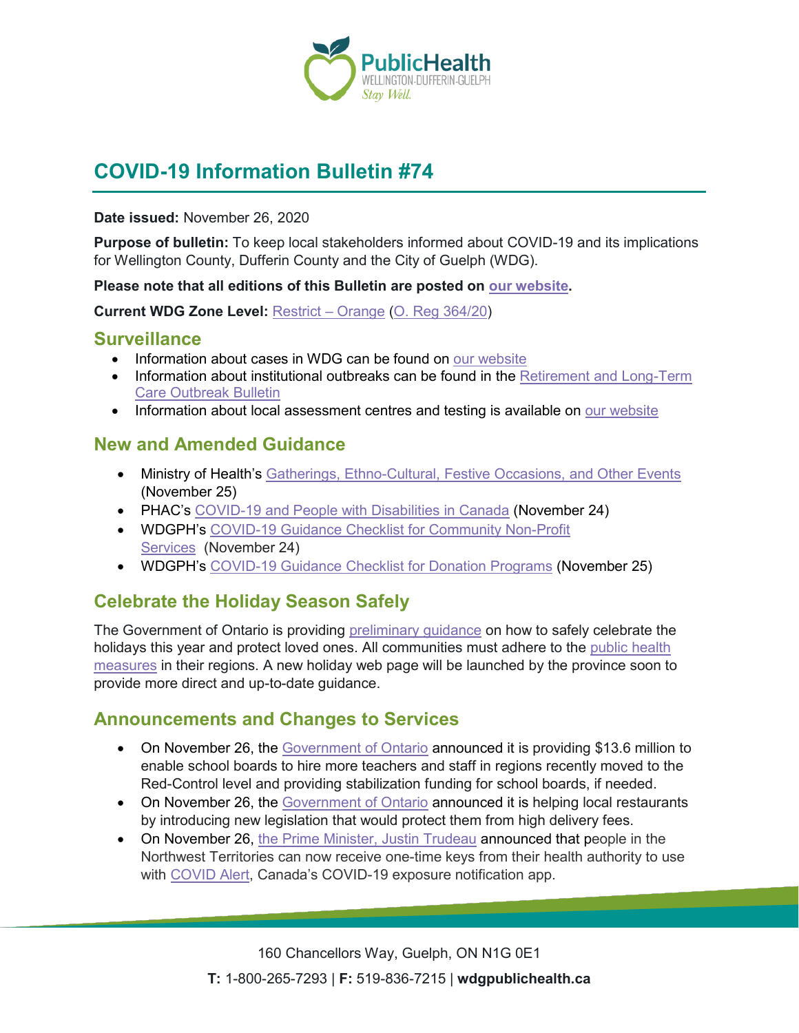# COVID-19 Information Bulletin #74

**Date issued:** November 26, 2020

**Purpose of bulletin:** To keep local stakeholders informed about COVID-19 and its implications for Wellington County, Dufferin County and the City of Guelph (WDG).

**Please note that all editions of this Bulletin are posted on our website.**

**Current WDG Zone Level:** Restrict – Orange (O. Reg 364/20)

## Surveillance

- Information about cases in WDG can be found on our website
- Information about institutional outbreaks can be found in the Retirement and Long-Term Care Outbreak Bulletin
- Information about local assessment centres and testing is available on our website

## New and Amended Guidance

- Ministry of Health's Gatherings, Ethno-Cultural, Festive Occasions, and Other Events (November 25)
- PHAC's COVID-19 and People with Disabilities in Canada (November 24)
- WDGPH's COVID-19 Guidance Checklist for Community Non-Profit Services (November 24)
- WDGPH's COVID-19 Guidance Checklist for Donation Programs (November 25)

## Celebrate the Holiday Season Safely

The Government of Ontario is providing preliminary guidance on how to safely celebrate the holidays this year and protect loved ones. All communities must adhere to the public health measures in their regions. A new holiday web page will be launched by the province soon to provide more direct and up-to-date guidance.

## Announcements and Changes to Services

- On November 26, the Government of Ontario announced it is providing $13.6 million to enable school boards to hire more teachers and staff in regions recently moved to the Red-Control level and providing stabilization funding for school boards, if needed.
- On November 26, the Government of Ontario announced it is helping local restaurants by introducing new legislation that would protect them from high delivery fees.
- On November 26, the Prime Minister, Justin Trudeau announced that people in the Northwest Territories can now receive one-time keys from their health authority to use with COVID Alert, Canada's COVID-19 exposure notification app.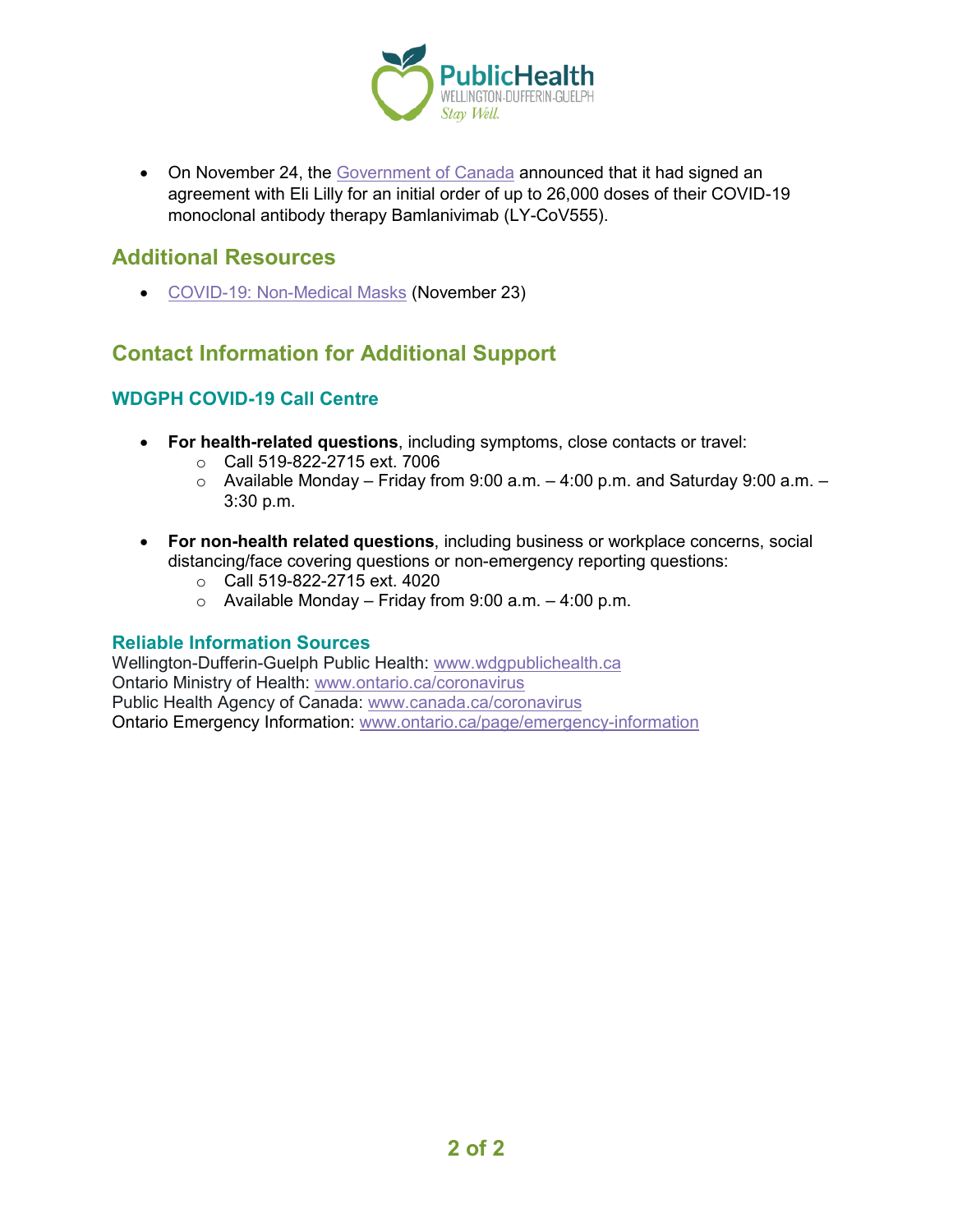- On November 24, the Government of Canada announced that it had signed an agreement with Eli Lilly for an initial order of up to 26,000 doses of their COVID-19 monoclonal antibody therapy Bamlanivimab (LY-CoV555).

## Additional Resources

- COVID-19: Non-Medical Masks (November 23)

## Contact Information for Additional Support

### WDGPH COVID-19 Call Centre

- **For health-related questions**, including symptoms, close contacts or travel:
  - Call 519-822-2715 ext. 7006
  - Available Monday – Friday from 9:00 a.m. – 4:00 p.m. and Saturday 9:00 a.m. – 3:30 p.m.

- **For non-health related questions**, including business or workplace concerns, social distancing/face covering questions or non-emergency reporting questions:
  - Call 519-822-2715 ext. 4020
  - Available Monday – Friday from 9:00 a.m. – 4:00 p.m.

### Reliable Information Sources

Wellington-Dufferin-Guelph Public Health: www.wdgpublichealth.ca
Ontario Ministry of Health: www.ontario.ca/coronavirus
Public Health Agency of Canada: www.canada.ca/coronavirus
Ontario Emergency Information: www.ontario.ca/page/emergency-information